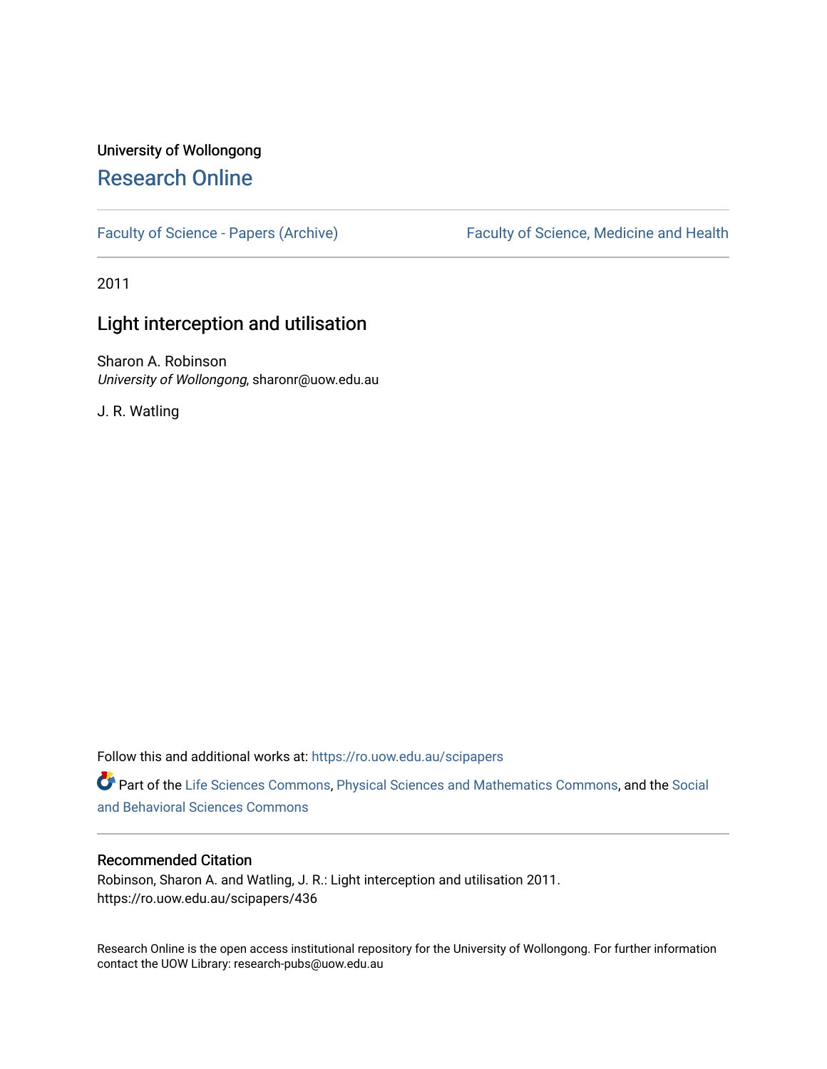University of Wollongong

# Research Online

Faculty of Science - Papers (Archive) | Faculty of Science, Medicine and Health

2011

## Light interception and utilisation

Sharon A. Robinson
*University of Wollongong*, sharonr@uow.edu.au

J. R. Watling

Follow this and additional works at: https://ro.uow.edu.au/scipapers

Part of the Life Sciences Commons, Physical Sciences and Mathematics Commons, and the Social and Behavioral Sciences Commons

### Recommended Citation

Robinson, Sharon A. and Watling, J. R.: Light interception and utilisation 2011.
https://ro.uow.edu.au/scipapers/436

Research Online is the open access institutional repository for the University of Wollongong. For further information contact the UOW Library: research-pubs@uow.edu.au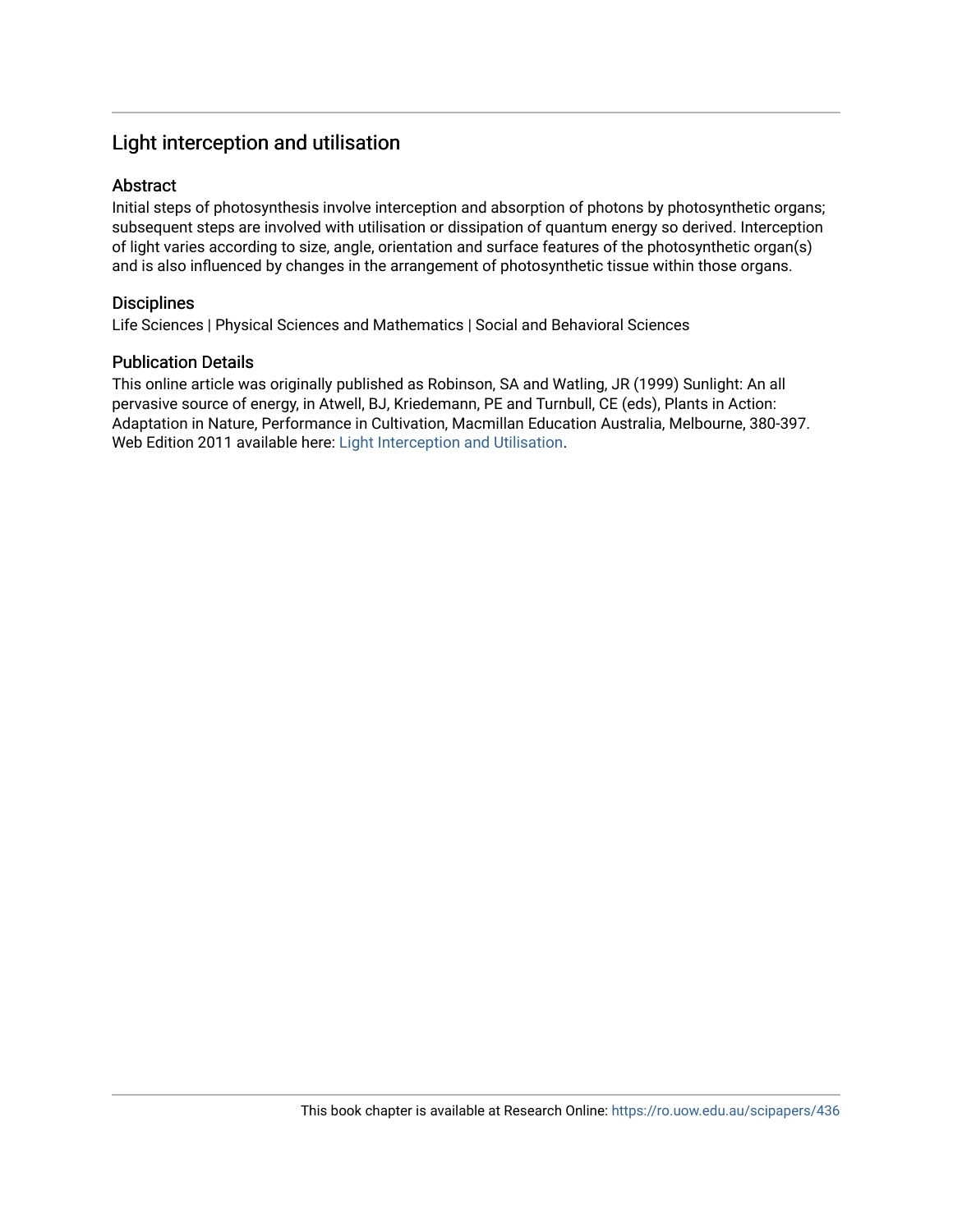## Light interception and utilisation

### Abstract

Initial steps of photosynthesis involve interception and absorption of photons by photosynthetic organs; subsequent steps are involved with utilisation or dissipation of quantum energy so derived. Interception of light varies according to size, angle, orientation and surface features of the photosynthetic organ(s) and is also influenced by changes in the arrangement of photosynthetic tissue within those organs.

### Disciplines

Life Sciences | Physical Sciences and Mathematics | Social and Behavioral Sciences

### Publication Details

This online article was originally published as Robinson, SA and Watling, JR (1999) Sunlight: An all pervasive source of energy, in Atwell, BJ, Kriedemann, PE and Turnbull, CE (eds), Plants in Action: Adaptation in Nature, Performance in Cultivation, Macmillan Education Australia, Melbourne, 380-397. Web Edition 2011 available here: Light Interception and Utilisation.

This book chapter is available at Research Online: https://ro.uow.edu.au/scipapers/436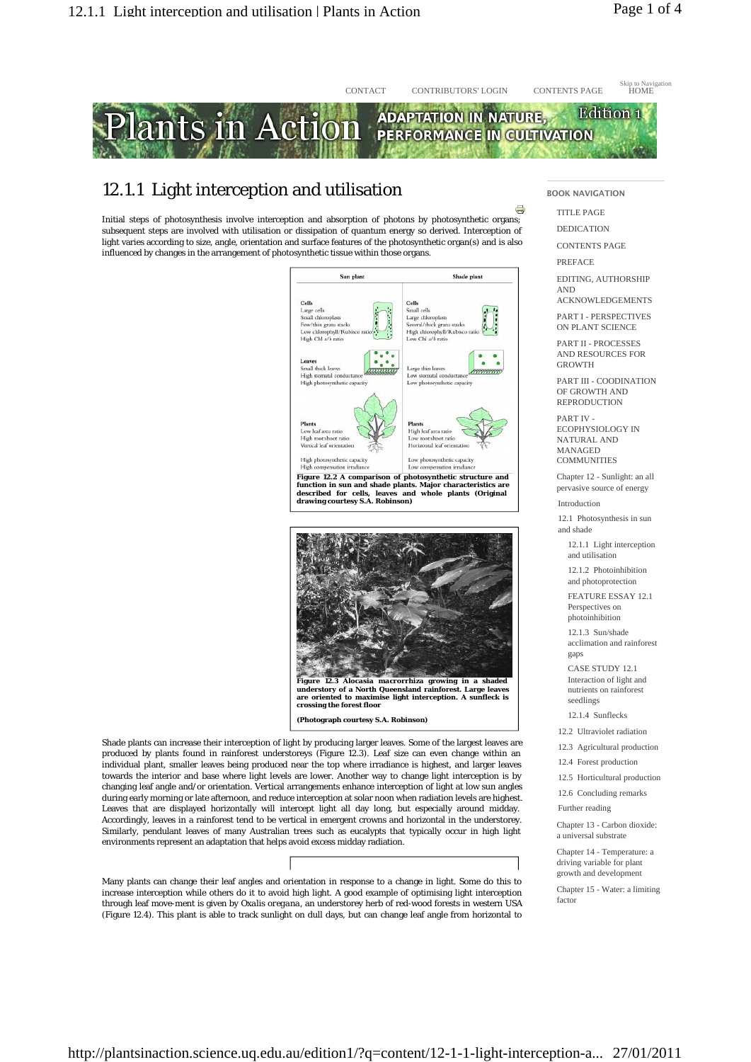# 12.1.1 Light interception and utilisation

Initial steps of photosynthesis involve interception and absorption of photons by photosynthetic organs; subsequent steps are involved with utilisation or dissipation of quantum energy so derived. Interception of light varies according to size, angle, orientation and surface features of the photosynthetic organ(s) and is also influenced by changes in the arrangement of photosynthetic tissue within those organs.

| Sun plant | Shade plant |
|---|---|
| **Cells** Large cells, Small chloroplasts, Few/thin grana stacks, Low chlorophyll/Rubisco ratio, High Chl a/b ratio | **Cells** Small cells, Large chloroplasts, Several/thick grana stacks, High chlorophyll/Rubisco ratio, Low Chl a/b ratio |
| **Leaves** Small thick leaves, High stomatal conductance, High photosynthetic capacity | Large thin leaves, Low stomatal conductance, Low photosynthetic capacity |
| **Plants** Low leaf area ratio, High root:shoot ratio, Vertical leaf orientation | **Plants** High leaf area ratio, Low root:shoot ratio, Horizontal leaf orientation |
| High photosynthetic capacity, High compensation irradiance | Low photosynthetic capacity, Low compensation irradiance |

**Figure 12.2 A comparison of photosynthetic structure and function in sun and shade plants. Major characteristics are described for cells, leaves and whole plants (Original drawing courtesy S.A. Robinson)**

**Figure 12.3 Alocasia macrorrhiza growing in a shaded understory of a North Queensland rainforest. Large leaves are oriented to maximise light interception. A sunfleck is crossing the forest floor**

**(Photograph courtesy S.A. Robinson)**

Shade plants can increase their interception of light by producing larger leaves. Some of the largest leaves are produced by plants found in rainforest understoreys (Figure 12.3). Leaf size can even change within an individual plant, smaller leaves being produced near the top where irradiance is highest, and larger leaves towards the interior and base where light levels are lower. Another way to change light interception is by changing leaf angle and/or orientation. Vertical arrangements enhance interception of light at low sun angles during early morning or late afternoon, and reduce interception at solar noon when radiation levels are highest. Leaves that are displayed horizontally will intercept light all day long, but especially around midday. Accordingly, leaves in a rainforest tend to be vertical in emergent crowns and horizontal in the understorey. Similarly, pendulant leaves of many Australian trees such as eucalypts that typically occur in high light environments represent an adaptation that helps avoid excess midday radiation.

Many plants can change their leaf angles and orientation in response to a change in light. Some do this to increase interception while others do it to avoid high light. A good example of optimising light interception through leaf move-ment is given by Oxalis oregana, an understorey herb of red-wood forests in western USA (Figure 12.4). This plant is able to track sunlight on dull days, but can change leaf angle from horizontal to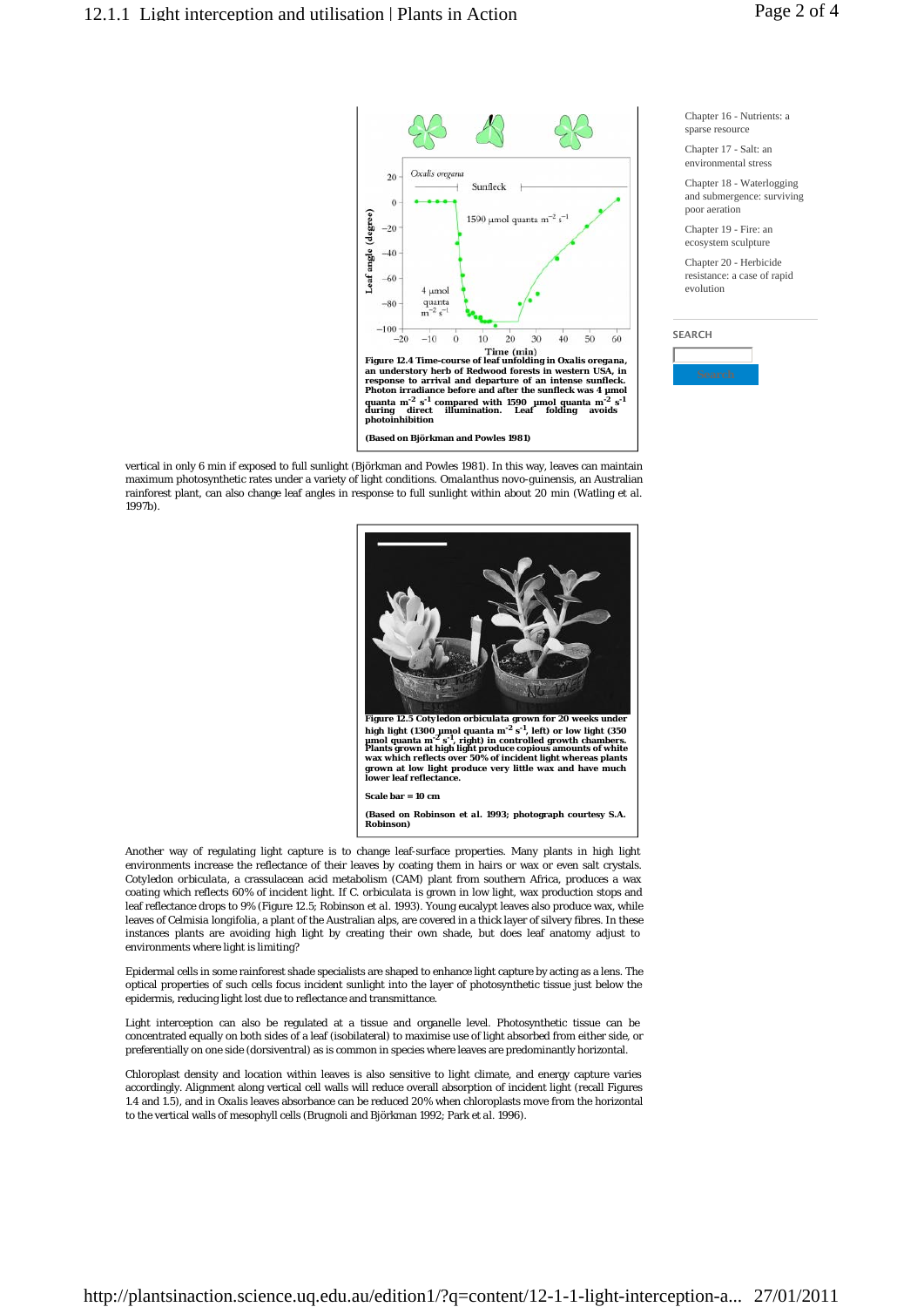Figure 12.4 Time-course of leaf unfolding in Oxalis oregana, an understory herb of Redwood forests in western USA, in response to arrival and departure of an intense sunfleck. Photon irradiance before and after the sunfleck was 4 µmol quanta $m^{-2}$ $s^{-1}$ compared with 1590 µmol quanta $m^{-2}$ $s^{-1}$ during direct illumination. Leaf folding avoids photoinhibition

(Based on Björkman and Powles 1981)

vertical in only 6 min if exposed to full sunlight (Björkman and Powles 1981). In this way, leaves can maintain maximum photosynthetic rates under a variety of light conditions. *Omalanthus novo-guinensis*, an Australian rainforest plant, can also change leaf angles in response to full sunlight within about 20 min (Watling et al. 1997b).

Figure 12.5 Cotyledon orbiculata grown for 20 weeks under high light (1300 µmol quanta $m^{-2}$ $s^{-1}$, left) or low light (350 µmol quanta $m^{-2}$ $s^{-1}$, right) in controlled growth chambers. Plants grown at high light produce copious amounts of white wax which reflects over 50% of incident light whereas plants grown at low light produce very little wax and have much lower leaf reflectance.

Scale bar = 10 cm

(Based on Robinson et al. 1993; photograph courtesy S.A. Robinson)

Another way of regulating light capture is to change leaf-surface properties. Many plants in high light environments increase the reflectance of their leaves by coating them in hairs or wax or even salt crystals. *Cotyledon orbiculata*, a crassulacean acid metabolism (CAM) plant from southern Africa, produces a wax coating which reflects 60% of incident light. If *C. orbiculata* is grown in low light, wax production stops and leaf reflectance drops to 9% (Figure 12.5; Robinson et al. 1993). Young eucalypt leaves also produce wax, while leaves of *Celmisia longifolia*, a plant of the Australian alps, are covered in a thick layer of silvery fibres. In these instances plants are avoiding high light by creating their own shade, but does leaf anatomy adjust to environments where light is limiting?

Epidermal cells in some rainforest shade specialists are shaped to enhance light capture by acting as a lens. The optical properties of such cells focus incident sunlight into the layer of photosynthetic tissue just below the epidermis, reducing light lost due to reflectance and transmittance.

Light interception can also be regulated at a tissue and organelle level. Photosynthetic tissue can be concentrated equally on both sides of a leaf (isobilateral) to maximise use of light absorbed from either side, or preferentially on one side (dorsiventral) as is common in species where leaves are predominantly horizontal.

Chloroplast density and location within leaves is also sensitive to light climate, and energy capture varies accordingly. Alignment along vertical cell walls will reduce overall absorption of incident light (recall Figures 1.4 and 1.5), and in *Oxalis* leaves absorbance can be reduced 20% when chloroplasts move from the horizontal to the vertical walls of mesophyll cells (Brugnoli and Björkman 1992; Park et al. 1996).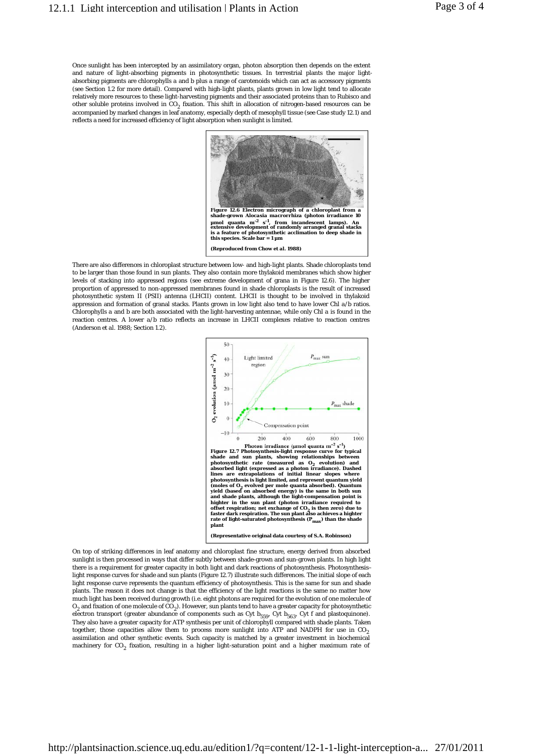Once sunlight has been intercepted by an assimilatory organ, photon absorption then depends on the extent and nature of light-absorbing pigments in photosynthetic tissues. In terrestrial plants the major light-absorbing pigments are chlorophylls a and b plus a range of carotenoids which can act as accessory pigments (see Section 1.2 for more detail). Compared with high-light plants, plants grown in low light tend to allocate relatively more resources to these light-harvesting pigments and their associated proteins than to Rubisco and other soluble proteins involved in $CO_2$ fixation. This shift in allocation of nitrogen-based resources can be accompanied by marked changes in leaf anatomy, especially depth of mesophyll tissue (see Case study 12.1) and reflects a need for increased efficiency of light absorption when sunlight is limited.

**Figure 12.6 Electron micrograph of a chloroplast from a shade-grown Alocasia macrorrhiza (photon irradiance 10 µmol quanta m$^{-2}$ s$^{-1}$, from incandescent lamps). An extensive development of randomly arranged granal stacks is a feature of photosynthetic acclimation to deep shade in this species. Scale bar = 1 µm**

**(Reproduced from Chow et al. 1988)**

There are also differences in chloroplast structure between low- and high-light plants. Shade chloroplasts tend to be larger than those found in sun plants. They also contain more thylakoid membranes which show higher levels of stacking into appressed regions (see extreme development of grana in Figure 12.6). The higher proportion of appressed to non-appressed membranes found in shade chloroplasts is the result of increased photosynthetic system II (PSII) antenna (LHCII) content. LHCII is thought to be involved in thylakoid appression and formation of granal stacks. Plants grown in low light also tend to have lower Chl a/b ratios. Chlorophylls a and b are both associated with the light-harvesting antennae, while only Chl a is found in the reaction centres. A lower a/b ratio reflects an increase in LHCII complexes relative to reaction centres (Anderson et al. 1988; Section 1.2).

**Figure 12.7 Photosynthesis-light response curve for typical shade and sun plants, showing relationships between photosynthetic rate (measured as $O_2$ evolution) and absorbed light (expressed as a photon irradiance). Dashed lines are extrapolations of initial linear slopes where photosynthesis is light limited, and represent quantum yield (moles of $O_2$ evolved per mole quanta absorbed). Quantum yield (based on absorbed energy) is the same in both sun and shade plants, although the light-compensation point is highter in the sun plant (photon irradiance required to offset respiration; net exchange of $CO_2$ is then zero) due to faster dark respiration. The sun plant also achieves a highter rate of light-saturated photosynthesis ($P_{max}$) than the shade plant**

**(Representative original data courtesy of S.A. Robinson)**

On top of striking differences in leaf anatomy and chloroplast fine structure, energy derived from absorbed sunlight is then processed in ways that differ subtly between shade-grown and sun-grown plants. In high light there is a requirement for greater capacity in both light and dark reactions of photosynthesis. Photosynthesis–light response curves for shade and sun plants (Figure 12.7) illustrate such differences. The initial slope of each light response curve represents the quantum efficiency of photosynthesis. This is the same for sun and shade plants. The reason it does not change is that the efficiency of the light reactions is the same no matter how much light has been received during growth (i.e. eight photons are required for the evolution of one molecule of $O_2$ and fixation of one molecule of $CO_2$). However, sun plants tend to have a greater capacity for photosynthetic electron transport (greater abundance of components such as Cyt $b_{559}$, Cyt $b_{563}$, Cyt f and plastoquinone). They also have a greater capacity for ATP synthesis per unit of chlorophyll compared with shade plants. Taken together, those capacities allow them to process more sunlight into ATP and NADPH for use in $CO_2$ assimilation and other synthetic events. Such capacity is matched by a greater investment in biochemical machinery for $CO_2$ fixation, resulting in a higher light-saturation point and a higher maximum rate of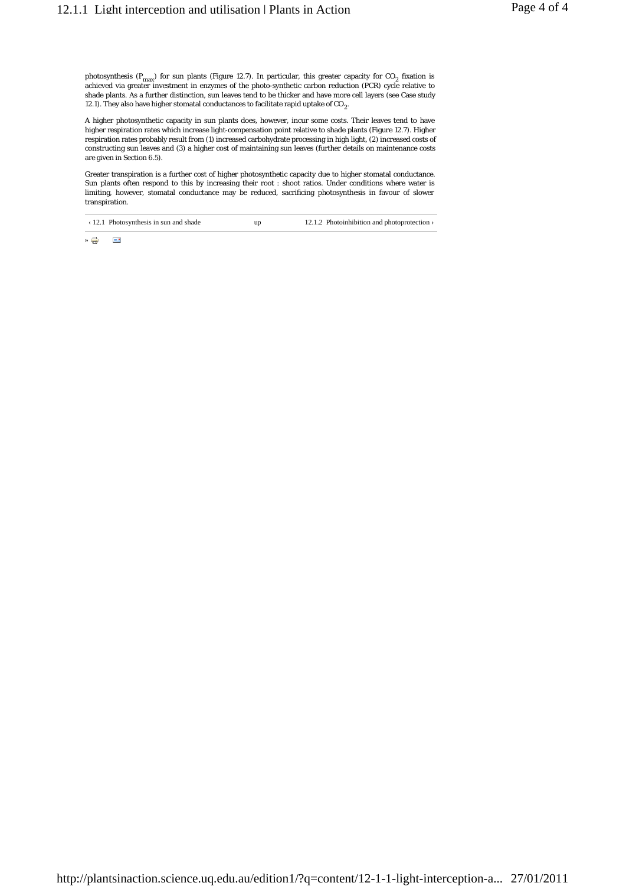photosynthesis ($P_{max}$) for sun plants (Figure 12.7). In particular, this greater capacity for $CO_2$ fixation is achieved via greater investment in enzymes of the photo-synthetic carbon reduction (PCR) cycle relative to shade plants. As a further distinction, sun leaves tend to be thicker and have more cell layers (see Case study 12.1). They also have higher stomatal conductances to facilitate rapid uptake of $CO_2$.

A higher photosynthetic capacity in sun plants does, however, incur some costs. Their leaves tend to have higher respiration rates which increase light-compensation point relative to shade plants (Figure 12.7). Higher respiration rates probably result from (1) increased carbohydrate processing in high light, (2) increased costs of constructing sun leaves and (3) a higher cost of maintaining sun leaves (further details on maintenance costs are given in Section 6.5).

Greater transpiration is a further cost of higher photosynthetic capacity due to higher stomatal conductance. Sun plants often respond to this by increasing their root : shoot ratios. Under conditions where water is limiting, however, stomatal conductance may be reduced, sacrificing photosynthesis in favour of slower transpiration.

‹ 12.1 Photosynthesis in sun and shade | up | 12.1.2 Photoinhibition and photoprotection ›